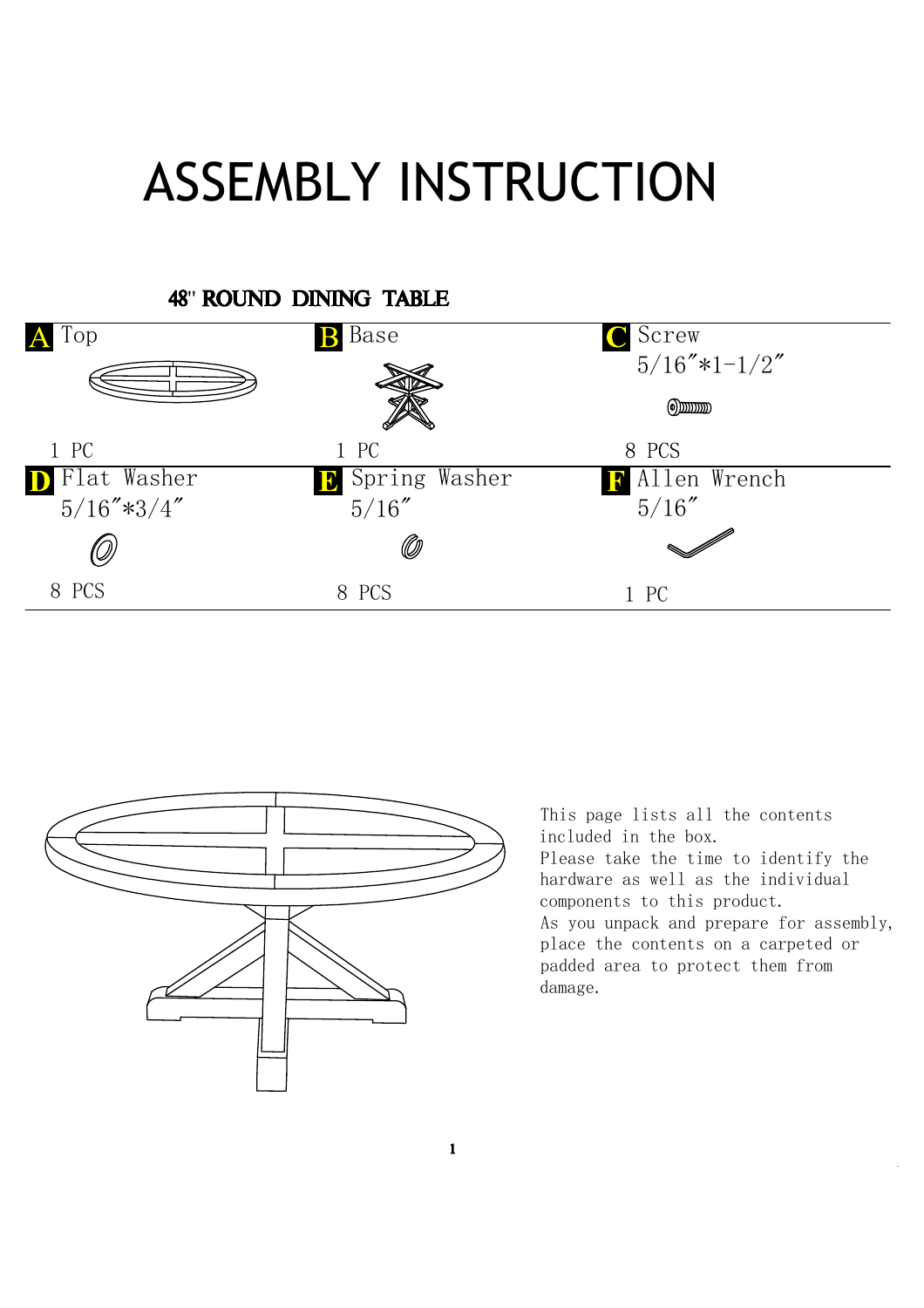# ASSEMBLY INSTRUCTION

## 48" ROUND DINING TABLE

| | | |
|---|---|---|
| **A** Top<br><br>1 PC | **B** Base<br><br>1 PC | **C** Screw<br>5/16"*1-1/2"<br><br>8 PCS |
| **D** Flat Washer<br>5/16"*3/4"<br><br>8 PCS | **E** Spring Washer<br>5/16"<br><br>8 PCS | **F** Allen Wrench<br>5/16"<br><br>1 PC |

This page lists all the contents included in the box.
Please take the time to identify the hardware as well as the individual components to this product.
As you unpack and prepare for assembly, place the contents on a carpeted or padded area to protect them from damage.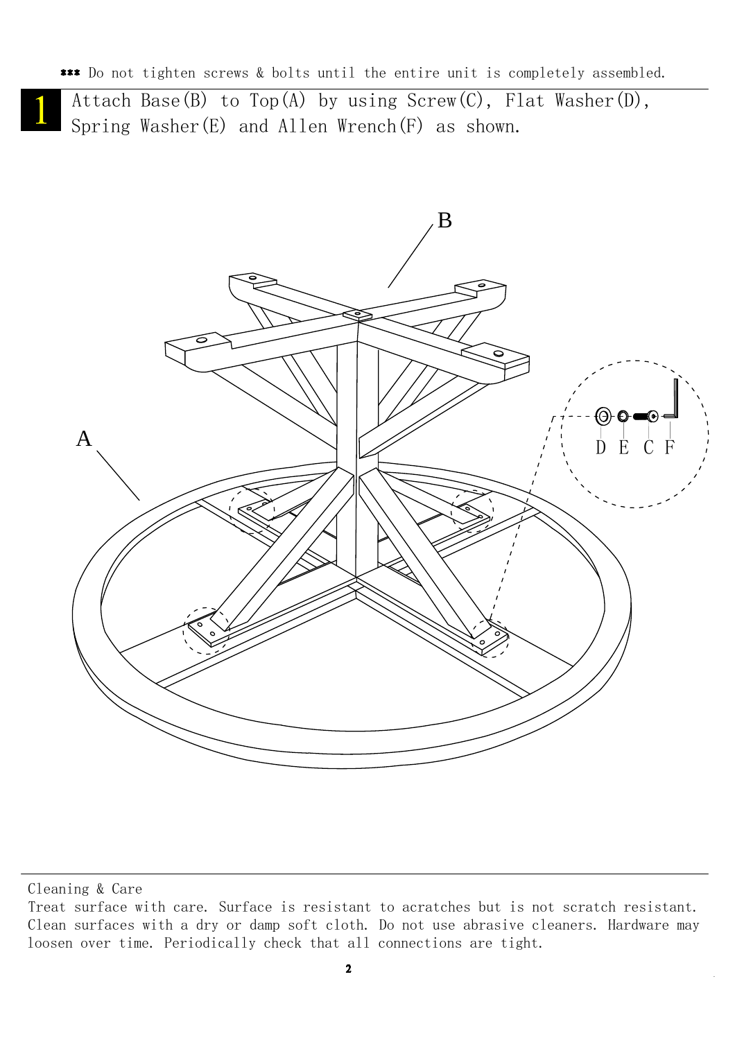*** Do not tighten screws & bolts until the entire unit is completely assembled.

## 1

Attach Base(B) to Top(A) by using Screw(C), Flat Washer(D), Spring Washer(E) and Allen Wrench(F) as shown.

Cleaning & Care

Treat surface with care. Surface is resistant to acratches but is not scratch resistant. Clean surfaces with a dry or damp soft cloth. Do not use abrasive cleaners. Hardware may loosen over time. Periodically check that all connections are tight.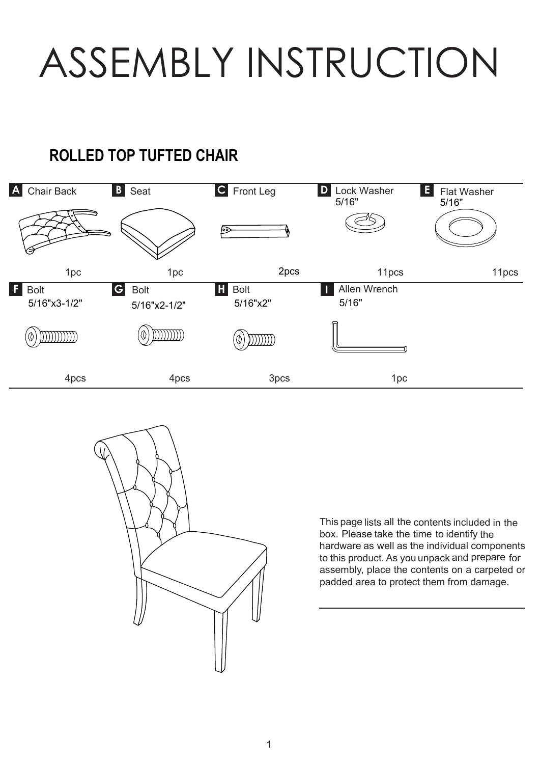# ASSEMBLY INSTRUCTION

## ROLLED TOP TUFTED CHAIR

| | Part | Size | Quantity |
|---|---|---|---|
| A | Chair Back | | 1pc |
| B | Seat | | 1pc |
| C | Front Leg | | 2pcs |
| D | Lock Washer | 5/16" | 11pcs |
| E | Flat Washer | 5/16" | 11pcs |
| F | Bolt | 5/16"x3-1/2" | 4pcs |
| G | Bolt | 5/16"x2-1/2" | 4pcs |
| H | Bolt | 5/16"x2" | 3pcs |
| I | Allen Wrench | 5/16" | 1pc |

This page lists all the contents included in the box. Please take the time to identify the hardware as well as the individual components to this product. As you unpack and prepare for assembly, place the contents on a carpeted or padded area to protect them from damage.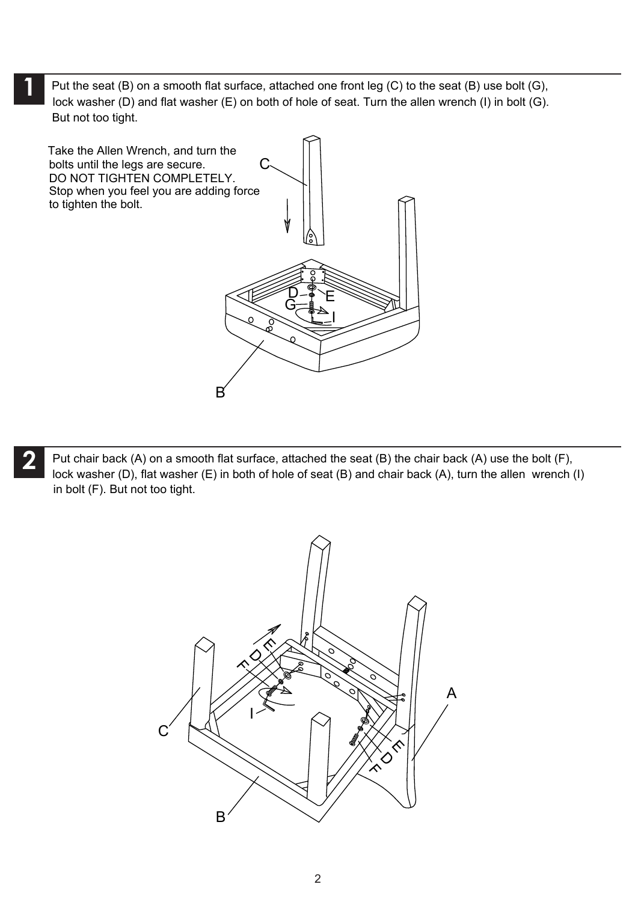**1** Put the seat (B) on a smooth flat surface, attached one front leg (C) to the seat (B) use bolt (G), lock washer (D) and flat washer (E) on both of hole of seat. Turn the allen wrench (I) in bolt (G). But not too tight.

Take the Allen Wrench, and turn the bolts until the legs are secure.
DO NOT TIGHTEN COMPLETELY.
Stop when you feel you are adding force to tighten the bolt.

**2** Put chair back (A) on a smooth flat surface, attached the seat (B) the chair back (A) use the bolt (F), lock washer (D), flat washer (E) in both of hole of seat (B) and chair back (A), turn the allen wrench (I) in bolt (F). But not too tight.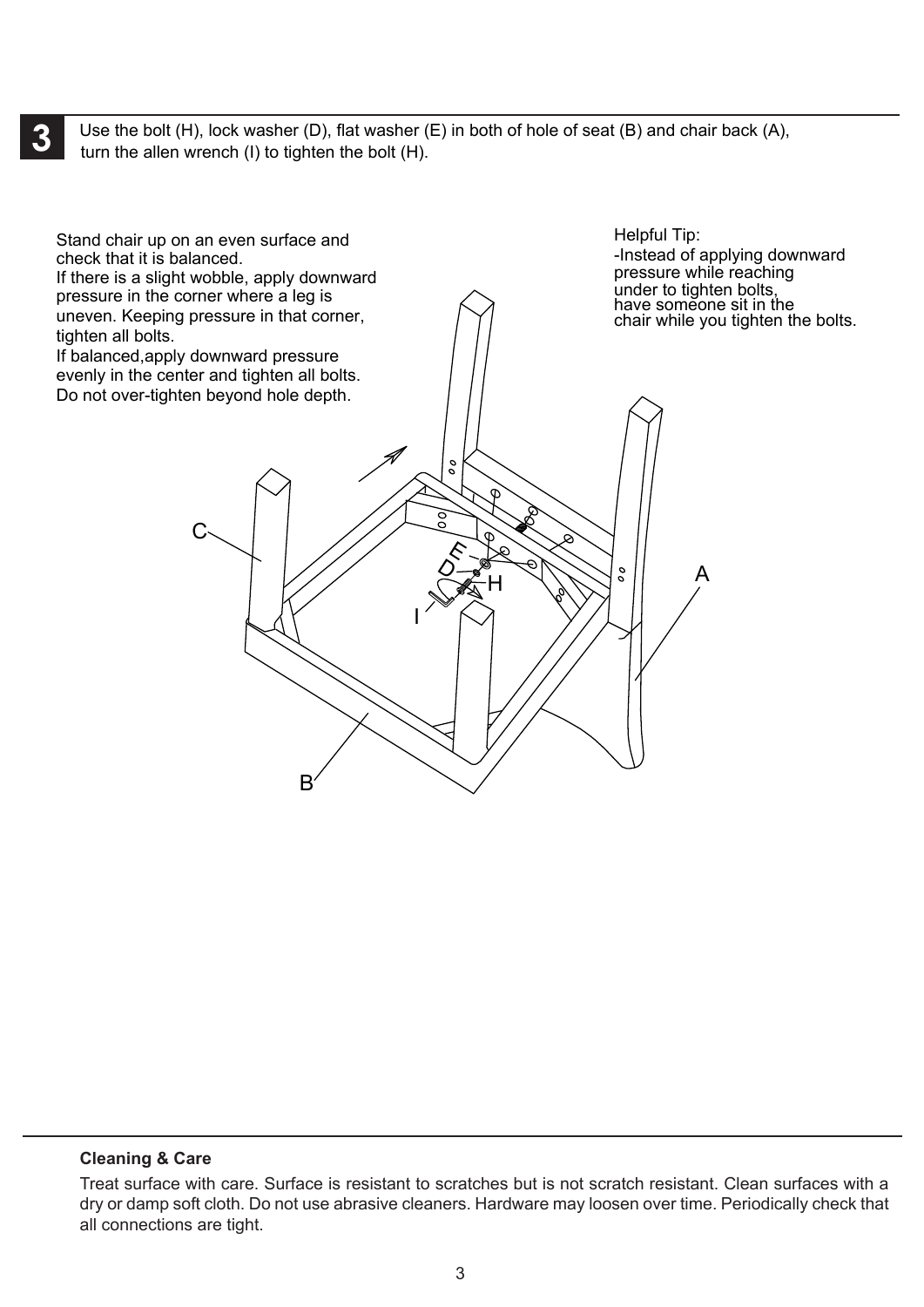**3** Use the bolt (H), lock washer (D), flat washer (E) in both of hole of seat (B) and chair back (A), turn the allen wrench (I) to tighten the bolt (H).

Stand chair up on an even surface and check that it is balanced.
If there is a slight wobble, apply downward pressure in the corner where a leg is uneven. Keeping pressure in that corner, tighten all bolts.
If balanced,apply downward pressure evenly in the center and tighten all bolts.
Do not over-tighten beyond hole depth.

Helpful Tip:
-Instead of applying downward pressure while reaching under to tighten bolts, have someone sit in the chair while you tighten the bolts.

C
E
D
H
I
A
B

**Cleaning & Care**

Treat surface with care. Surface is resistant to scratches but is not scratch resistant. Clean surfaces with a dry or damp soft cloth. Do not use abrasive cleaners. Hardware may loosen over time. Periodically check that all connections are tight.